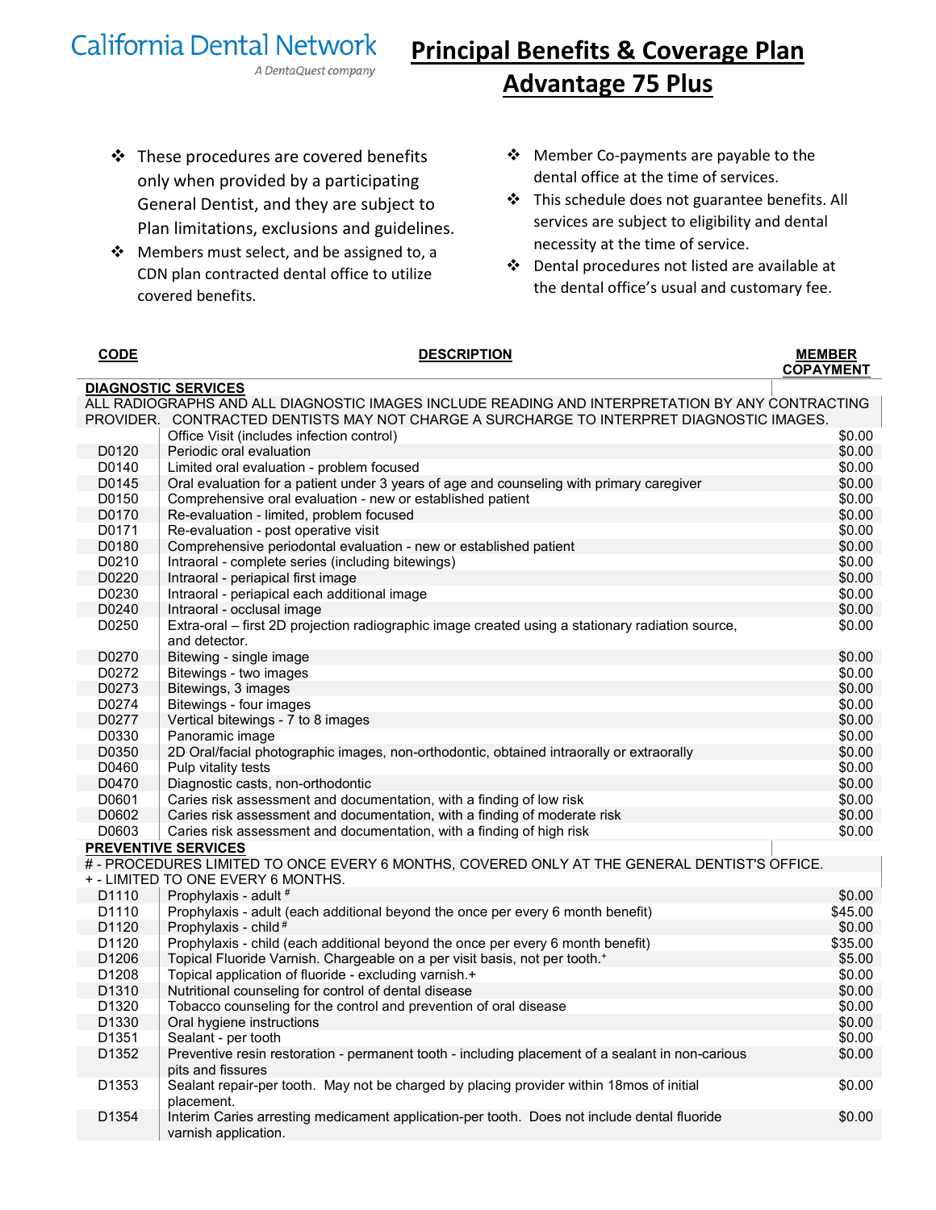California Dental Network

*A DentaQuest company*

# Principal Benefits & Coverage Plan Advantage 75 Plus

- These procedures are covered benefits only when provided by a participating General Dentist, and they are subject to Plan limitations, exclusions and guidelines.
- Members must select, and be assigned to, a CDN plan contracted dental office to utilize covered benefits.
- Member Co-payments are payable to the dental office at the time of services.
- This schedule does not guarantee benefits. All services are subject to eligibility and dental necessity at the time of service.
- Dental procedures not listed are available at the dental office's usual and customary fee.

| CODE | DESCRIPTION | MEMBER COPAYMENT |
|---|---|---|
| **DIAGNOSTIC SERVICES** | | |
| ALL RADIOGRAPHS AND ALL DIAGNOSTIC IMAGES INCLUDE READING AND INTERPRETATION BY ANY CONTRACTING PROVIDER. CONTRACTED DENTISTS MAY NOT CHARGE A SURCHARGE TO INTERPRET DIAGNOSTIC IMAGES. | | |
| | Office Visit (includes infection control) | $0.00 |
| D0120 | Periodic oral evaluation | $0.00 |
| D0140 | Limited oral evaluation - problem focused | $0.00 |
| D0145 | Oral evaluation for a patient under 3 years of age and counseling with primary caregiver | $0.00 |
| D0150 | Comprehensive oral evaluation - new or established patient | $0.00 |
| D0170 | Re-evaluation - limited, problem focused | $0.00 |
| D0171 | Re-evaluation - post operative visit | $0.00 |
| D0180 | Comprehensive periodontal evaluation - new or established patient | $0.00 |
| D0210 | Intraoral - complete series (including bitewings) | $0.00 |
| D0220 | Intraoral - periapical first image | $0.00 |
| D0230 | Intraoral - periapical each additional image | $0.00 |
| D0240 | Intraoral - occlusal image | $0.00 |
| D0250 | Extra-oral – first 2D projection radiographic image created using a stationary radiation source, and detector. | $0.00 |
| D0270 | Bitewing - single image | $0.00 |
| D0272 | Bitewings - two images | $0.00 |
| D0273 | Bitewings, 3 images | $0.00 |
| D0274 | Bitewings - four images | $0.00 |
| D0277 | Vertical bitewings - 7 to 8 images | $0.00 |
| D0330 | Panoramic image | $0.00 |
| D0350 | 2D Oral/facial photographic images, non-orthodontic, obtained intraorally or extraorally | $0.00 |
| D0460 | Pulp vitality tests | $0.00 |
| D0470 | Diagnostic casts, non-orthodontic | $0.00 |
| D0601 | Caries risk assessment and documentation, with a finding of low risk | $0.00 |
| D0602 | Caries risk assessment and documentation, with a finding of moderate risk | $0.00 |
| D0603 | Caries risk assessment and documentation, with a finding of high risk | $0.00 |
| **PREVENTIVE SERVICES** | | |
| # - PROCEDURES LIMITED TO ONCE EVERY 6 MONTHS, COVERED ONLY AT THE GENERAL DENTIST'S OFFICE. + - LIMITED TO ONE EVERY 6 MONTHS. | | |
| D1110 | Prophylaxis - adult # | $0.00 |
| D1110 | Prophylaxis - adult (each additional beyond the once per every 6 month benefit) | $45.00 |
| D1120 | Prophylaxis - child # | $0.00 |
| D1120 | Prophylaxis - child (each additional beyond the once per every 6 month benefit) | $35.00 |
| D1206 | Topical Fluoride Varnish. Chargeable on a per visit basis, not per tooth.+ | $5.00 |
| D1208 | Topical application of fluoride - excluding varnish.+ | $0.00 |
| D1310 | Nutritional counseling for control of dental disease | $0.00 |
| D1320 | Tobacco counseling for the control and prevention of oral disease | $0.00 |
| D1330 | Oral hygiene instructions | $0.00 |
| D1351 | Sealant - per tooth | $0.00 |
| D1352 | Preventive resin restoration - permanent tooth - including placement of a sealant in non-carious pits and fissures | $0.00 |
| D1353 | Sealant repair-per tooth. May not be charged by placing provider within 18mos of initial placement. | $0.00 |
| D1354 | Interim Caries arresting medicament application-per tooth. Does not include dental fluoride varnish application. | $0.00 |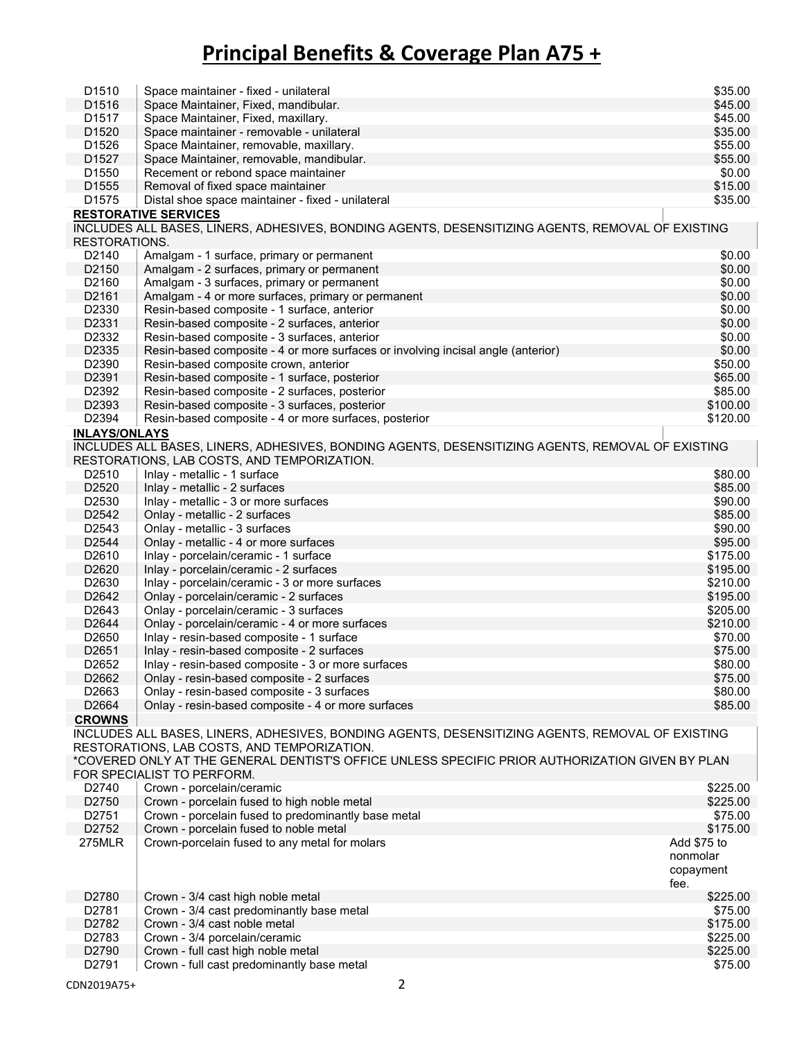# Principal Benefits & Coverage Plan A75 +

| Code | Description | Fee |
|---|---|---|
| D1510 | Space maintainer - fixed - unilateral | $35.00 |
| D1516 | Space Maintainer, Fixed, mandibular. | $45.00 |
| D1517 | Space Maintainer, Fixed, maxillary. | $45.00 |
| D1520 | Space maintainer - removable - unilateral | $35.00 |
| D1526 | Space Maintainer, removable, maxillary. | $55.00 |
| D1527 | Space Maintainer, removable, mandibular. | $55.00 |
| D1550 | Recement or rebond space maintainer | $0.00 |
| D1555 | Removal of fixed space maintainer | $15.00 |
| D1575 | Distal shoe space maintainer - fixed - unilateral | $35.00 |

**RESTORATIVE SERVICES**

INCLUDES ALL BASES, LINERS, ADHESIVES, BONDING AGENTS, DESENSITIZING AGENTS, REMOVAL OF EXISTING RESTORATIONS.

| Code | Description | Fee |
|---|---|---|
| D2140 | Amalgam - 1 surface, primary or permanent | $0.00 |
| D2150 | Amalgam - 2 surfaces, primary or permanent | $0.00 |
| D2160 | Amalgam - 3 surfaces, primary or permanent | $0.00 |
| D2161 | Amalgam - 4 or more surfaces, primary or permanent | $0.00 |
| D2330 | Resin-based composite - 1 surface, anterior | $0.00 |
| D2331 | Resin-based composite - 2 surfaces, anterior | $0.00 |
| D2332 | Resin-based composite - 3 surfaces, anterior | $0.00 |
| D2335 | Resin-based composite - 4 or more surfaces or involving incisal angle (anterior) | $0.00 |
| D2390 | Resin-based composite crown, anterior | $50.00 |
| D2391 | Resin-based composite - 1 surface, posterior | $65.00 |
| D2392 | Resin-based composite - 2 surfaces, posterior | $85.00 |
| D2393 | Resin-based composite - 3 surfaces, posterior | $100.00 |
| D2394 | Resin-based composite - 4 or more surfaces, posterior | $120.00 |

**INLAYS/ONLAYS**

INCLUDES ALL BASES, LINERS, ADHESIVES, BONDING AGENTS, DESENSITIZING AGENTS, REMOVAL OF EXISTING RESTORATIONS, LAB COSTS, AND TEMPORIZATION.

| Code | Description | Fee |
|---|---|---|
| D2510 | Inlay - metallic - 1 surface | $80.00 |
| D2520 | Inlay - metallic - 2 surfaces | $85.00 |
| D2530 | Inlay - metallic - 3 or more surfaces | $90.00 |
| D2542 | Onlay - metallic - 2 surfaces | $85.00 |
| D2543 | Onlay - metallic - 3 surfaces | $90.00 |
| D2544 | Onlay - metallic - 4 or more surfaces | $95.00 |
| D2610 | Inlay - porcelain/ceramic - 1 surface | $175.00 |
| D2620 | Inlay - porcelain/ceramic - 2 surfaces | $195.00 |
| D2630 | Inlay - porcelain/ceramic - 3 or more surfaces | $210.00 |
| D2642 | Onlay - porcelain/ceramic - 2 surfaces | $195.00 |
| D2643 | Onlay - porcelain/ceramic - 3 surfaces | $205.00 |
| D2644 | Onlay - porcelain/ceramic - 4 or more surfaces | $210.00 |
| D2650 | Inlay - resin-based composite - 1 surface | $70.00 |
| D2651 | Inlay - resin-based composite - 2 surfaces | $75.00 |
| D2652 | Inlay - resin-based composite - 3 or more surfaces | $80.00 |
| D2662 | Onlay - resin-based composite - 2 surfaces | $75.00 |
| D2663 | Onlay - resin-based composite - 3 surfaces | $80.00 |
| D2664 | Onlay - resin-based composite - 4 or more surfaces | $85.00 |

**CROWNS**

INCLUDES ALL BASES, LINERS, ADHESIVES, BONDING AGENTS, DESENSITIZING AGENTS, REMOVAL OF EXISTING RESTORATIONS, LAB COSTS, AND TEMPORIZATION.

*COVERED ONLY AT THE GENERAL DENTIST'S OFFICE UNLESS SPECIFIC PRIOR AUTHORIZATION GIVEN BY PLAN FOR SPECIALIST TO PERFORM.

| Code | Description | Fee |
|---|---|---|
| D2740 | Crown - porcelain/ceramic | $225.00 |
| D2750 | Crown - porcelain fused to high noble metal | $225.00 |
| D2751 | Crown - porcelain fused to predominantly base metal | $75.00 |
| D2752 | Crown - porcelain fused to noble metal | $175.00 |
| 275MLR | Crown-porcelain fused to any metal for molars | Add $75 to nonmolar copayment fee. |
| D2780 | Crown - 3/4 cast high noble metal | $225.00 |
| D2781 | Crown - 3/4 cast predominantly base metal | $75.00 |
| D2782 | Crown - 3/4 cast noble metal | $175.00 |
| D2783 | Crown - 3/4 porcelain/ceramic | $225.00 |
| D2790 | Crown - full cast high noble metal | $225.00 |
| D2791 | Crown - full cast predominantly base metal | $75.00 |

CDN2019A75+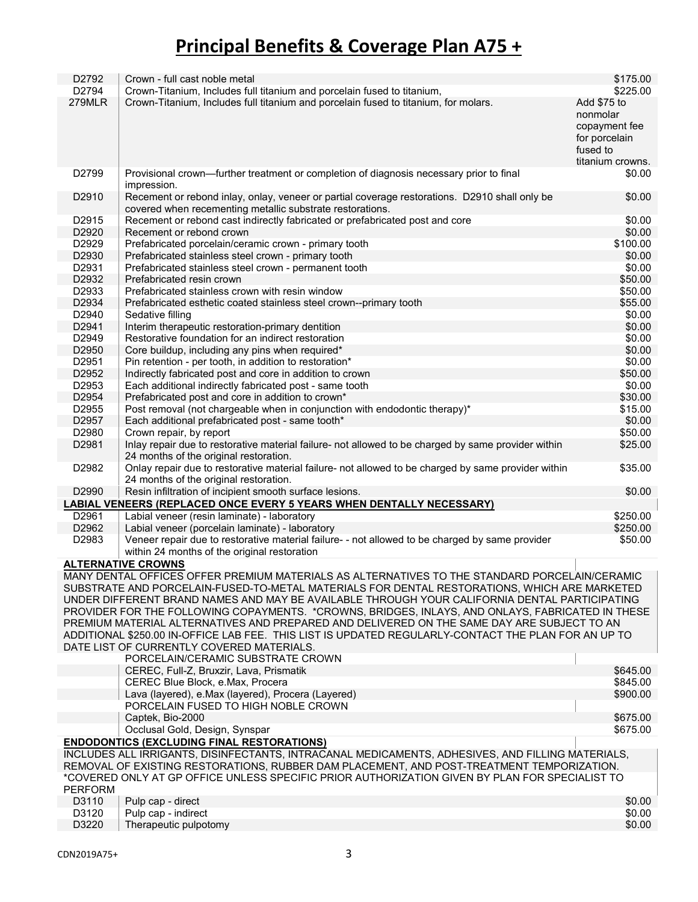# Principal Benefits & Coverage Plan A75 +

| Code | Description | Copayment |
|---|---|---|
| D2792 | Crown - full cast noble metal | $175.00 |
| D2794 | Crown-Titanium, Includes full titanium and porcelain fused to titanium, | $225.00 |
| 279MLR | Crown-Titanium, Includes full titanium and porcelain fused to titanium, for molars. | Add $75 to nonmolar copayment fee for porcelain fused to titanium crowns. |
| D2799 | Provisional crown—further treatment or completion of diagnosis necessary prior to final impression. | $0.00 |
| D2910 | Recement or rebond inlay, onlay, veneer or partial coverage restorations. D2910 shall only be covered when recementing metallic substrate restorations. | $0.00 |
| D2915 | Recement or rebond cast indirectly fabricated or prefabricated post and core | $0.00 |
| D2920 | Recement or rebond crown | $0.00 |
| D2929 | Prefabricated porcelain/ceramic crown - primary tooth | $100.00 |
| D2930 | Prefabricated stainless steel crown - primary tooth | $0.00 |
| D2931 | Prefabricated stainless steel crown - permanent tooth | $0.00 |
| D2932 | Prefabricated resin crown | $50.00 |
| D2933 | Prefabricated stainless crown with resin window | $50.00 |
| D2934 | Prefabricated esthetic coated stainless steel crown--primary tooth | $55.00 |
| D2940 | Sedative filling | $0.00 |
| D2941 | Interim therapeutic restoration-primary dentition | $0.00 |
| D2949 | Restorative foundation for an indirect restoration | $0.00 |
| D2950 | Core buildup, including any pins when required* | $0.00 |
| D2951 | Pin retention - per tooth, in addition to restoration* | $0.00 |
| D2952 | Indirectly fabricated post and core in addition to crown | $50.00 |
| D2953 | Each additional indirectly fabricated post - same tooth | $0.00 |
| D2954 | Prefabricated post and core in addition to crown* | $30.00 |
| D2955 | Post removal (not chargeable when in conjunction with endodontic therapy)* | $15.00 |
| D2957 | Each additional prefabricated post - same tooth* | $0.00 |
| D2980 | Crown repair, by report | $50.00 |
| D2981 | Inlay repair due to restorative material failure- not allowed to be charged by same provider within 24 months of the original restoration. | $25.00 |
| D2982 | Onlay repair due to restorative material failure- not allowed to be charged by same provider within 24 months of the original restoration. | $35.00 |
| D2990 | Resin infiltration of incipient smooth surface lesions. | $0.00 |
| | **LABIAL VENEERS (REPLACED ONCE EVERY 5 YEARS WHEN DENTALLY NECESSARY)** | |
| D2961 | Labial veneer (resin laminate) - laboratory | $250.00 |
| D2962 | Labial veneer (porcelain laminate) - laboratory | $250.00 |
| D2983 | Veneer repair due to restorative material failure- - not allowed to be charged by same provider within 24 months of the original restoration | $50.00 |

**ALTERNATIVE CROWNS**

MANY DENTAL OFFICES OFFER PREMIUM MATERIALS AS ALTERNATIVES TO THE STANDARD PORCELAIN/CERAMIC SUBSTRATE AND PORCELAIN-FUSED-TO-METAL MATERIALS FOR DENTAL RESTORATIONS, WHICH ARE MARKETED UNDER DIFFERENT BRAND NAMES AND MAY BE AVAILABLE THROUGH YOUR CALIFORNIA DENTAL PARTICIPATING PROVIDER FOR THE FOLLOWING COPAYMENTS. *CROWNS, BRIDGES, INLAYS, AND ONLAYS, FABRICATED IN THESE PREMIUM MATERIAL ALTERNATIVES AND PREPARED AND DELIVERED ON THE SAME DAY ARE SUBJECT TO AN ADDITIONAL $250.00 IN-OFFICE LAB FEE. THIS LIST IS UPDATED REGULARLY-CONTACT THE PLAN FOR AN UP TO DATE LIST OF CURRENTLY COVERED MATERIALS.

| Code | Description | Copayment |
|---|---|---|
| | PORCELAIN/CERAMIC SUBSTRATE CROWN | |
| | CEREC, Full-Z, Bruxzir, Lava, Prismatik | $645.00 |
| | CEREC Blue Block, e.Max, Procera | $845.00 |
| | Lava (layered), e.Max (layered), Procera (Layered) | $900.00 |
| | PORCELAIN FUSED TO HIGH NOBLE CROWN | |
| | Captek, Bio-2000 | $675.00 |
| | Occlusal Gold, Design, Synspar | $675.00 |

**ENDODONTICS (EXCLUDING FINAL RESTORATIONS)**

INCLUDES ALL IRRIGANTS, DISINFECTANTS, INTRACANAL MEDICAMENTS, ADHESIVES, AND FILLING MATERIALS, REMOVAL OF EXISTING RESTORATIONS, RUBBER DAM PLACEMENT, AND POST-TREATMENT TEMPORIZATION.
*COVERED ONLY AT GP OFFICE UNLESS SPECIFIC PRIOR AUTHORIZATION GIVEN BY PLAN FOR SPECIALIST TO PERFORM

| Code | Description | Copayment |
|---|---|---|
| D3110 | Pulp cap - direct | $0.00 |
| D3120 | Pulp cap - indirect | $0.00 |
| D3220 | Therapeutic pulpotomy | $0.00 |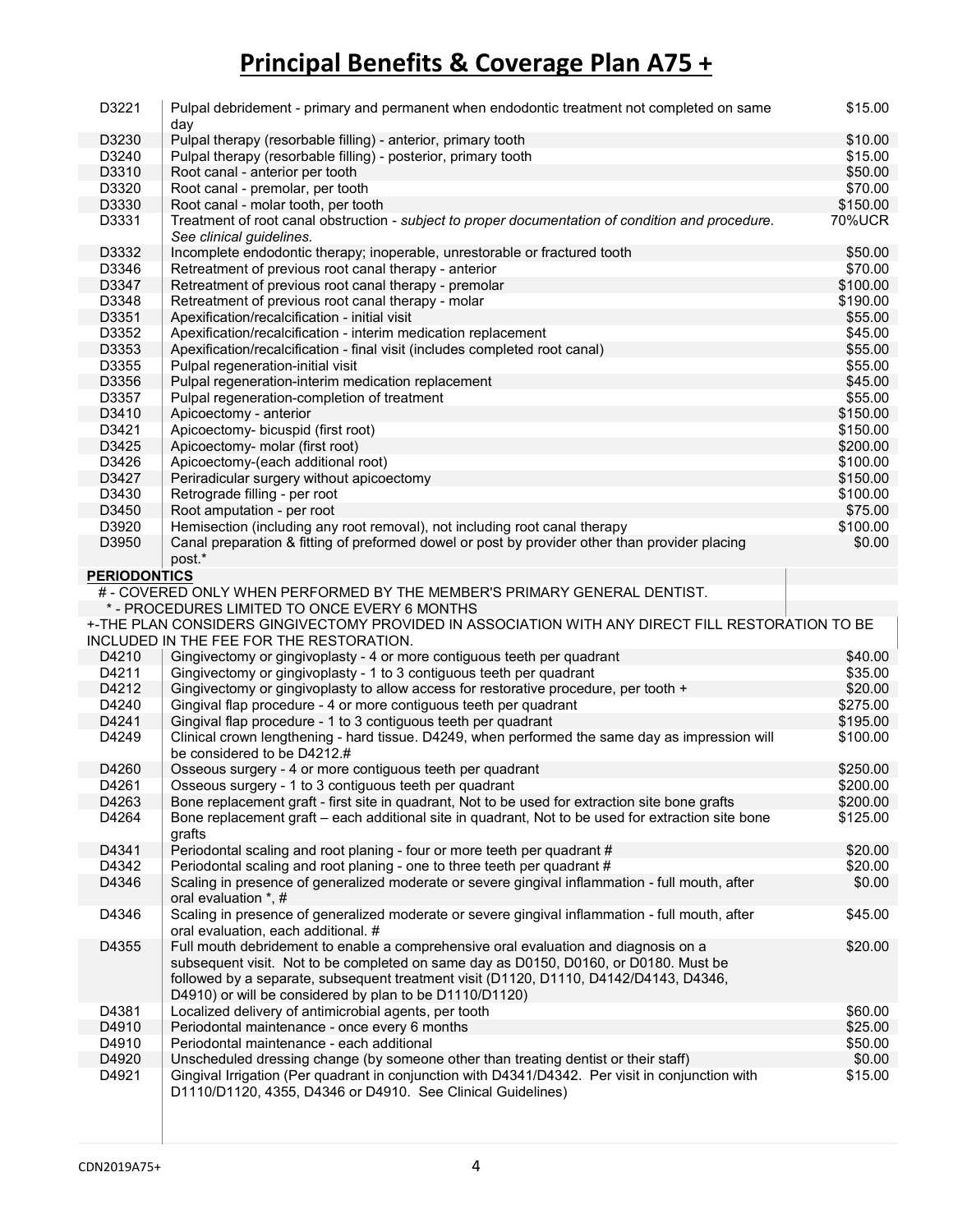# Principal Benefits & Coverage Plan A75 +

| Code | Description | Fee |
|---|---|---|
| D3221 | Pulpal debridement - primary and permanent when endodontic treatment not completed on same day | $15.00 |
| D3230 | Pulpal therapy (resorbable filling) - anterior, primary tooth | $10.00 |
| D3240 | Pulpal therapy (resorbable filling) - posterior, primary tooth | $15.00 |
| D3310 | Root canal - anterior per tooth | $50.00 |
| D3320 | Root canal - premolar, per tooth | $70.00 |
| D3330 | Root canal - molar tooth, per tooth | $150.00 |
| D3331 | Treatment of root canal obstruction - *subject to proper documentation of condition and procedure. See clinical guidelines.* | 70%UCR |
| D3332 | Incomplete endodontic therapy; inoperable, unrestorable or fractured tooth | $50.00 |
| D3346 | Retreatment of previous root canal therapy - anterior | $70.00 |
| D3347 | Retreatment of previous root canal therapy - premolar | $100.00 |
| D3348 | Retreatment of previous root canal therapy - molar | $190.00 |
| D3351 | Apexification/recalcification - initial visit | $55.00 |
| D3352 | Apexification/recalcification - interim medication replacement | $45.00 |
| D3353 | Apexification/recalcification - final visit (includes completed root canal) | $55.00 |
| D3355 | Pulpal regeneration-initial visit | $55.00 |
| D3356 | Pulpal regeneration-interim medication replacement | $45.00 |
| D3357 | Pulpal regeneration-completion of treatment | $55.00 |
| D3410 | Apicoectomy - anterior | $150.00 |
| D3421 | Apicoectomy- bicuspid (first root) | $150.00 |
| D3425 | Apicoectomy- molar (first root) | $200.00 |
| D3426 | Apicoectomy-(each additional root) | $100.00 |
| D3427 | Periradicular surgery without apicoectomy | $150.00 |
| D3430 | Retrograde filling - per root | $100.00 |
| D3450 | Root amputation - per root | $75.00 |
| D3920 | Hemisection (including any root removal), not including root canal therapy | $100.00 |
| D3950 | Canal preparation & fitting of preformed dowel or post by provider other than provider placing post.* | $0.00 |

**PERIODONTICS**

# - COVERED ONLY WHEN PERFORMED BY THE MEMBER'S PRIMARY GENERAL DENTIST.

* - PROCEDURES LIMITED TO ONCE EVERY 6 MONTHS

+-THE PLAN CONSIDERS GINGIVECTOMY PROVIDED IN ASSOCIATION WITH ANY DIRECT FILL RESTORATION TO BE INCLUDED IN THE FEE FOR THE RESTORATION.

| Code | Description | Fee |
|---|---|---|
| D4210 | Gingivectomy or gingivoplasty - 4 or more contiguous teeth per quadrant | $40.00 |
| D4211 | Gingivectomy or gingivoplasty - 1 to 3 contiguous teeth per quadrant | $35.00 |
| D4212 | Gingivectomy or gingivoplasty to allow access for restorative procedure, per tooth + | $20.00 |
| D4240 | Gingival flap procedure - 4 or more contiguous teeth per quadrant | $275.00 |
| D4241 | Gingival flap procedure - 1 to 3 contiguous teeth per quadrant | $195.00 |
| D4249 | Clinical crown lengthening - hard tissue. D4249, when performed the same day as impression will be considered to be D4212.# | $100.00 |
| D4260 | Osseous surgery - 4 or more contiguous teeth per quadrant | $250.00 |
| D4261 | Osseous surgery - 1 to 3 contiguous teeth per quadrant | $200.00 |
| D4263 | Bone replacement graft - first site in quadrant, Not to be used for extraction site bone grafts | $200.00 |
| D4264 | Bone replacement graft – each additional site in quadrant, Not to be used for extraction site bone grafts | $125.00 |
| D4341 | Periodontal scaling and root planing - four or more teeth per quadrant # | $20.00 |
| D4342 | Periodontal scaling and root planing - one to three teeth per quadrant # | $20.00 |
| D4346 | Scaling in presence of generalized moderate or severe gingival inflammation - full mouth, after oral evaluation *, # | $0.00 |
| D4346 | Scaling in presence of generalized moderate or severe gingival inflammation - full mouth, after oral evaluation, each additional. # | $45.00 |
| D4355 | Full mouth debridement to enable a comprehensive oral evaluation and diagnosis on a subsequent visit. Not to be completed on same day as D0150, D0160, or D0180. Must be followed by a separate, subsequent treatment visit (D1120, D1110, D4142/D4143, D4346, D4910) or will be considered by plan to be D1110/D1120) | $20.00 |
| D4381 | Localized delivery of antimicrobial agents, per tooth | $60.00 |
| D4910 | Periodontal maintenance - once every 6 months | $25.00 |
| D4910 | Periodontal maintenance - each additional | $50.00 |
| D4920 | Unscheduled dressing change (by someone other than treating dentist or their staff) | $0.00 |
| D4921 | Gingival Irrigation (Per quadrant in conjunction with D4341/D4342. Per visit in conjunction with D1110/D1120, 4355, D4346 or D4910. See Clinical Guidelines) | $15.00 |

CDN2019A75+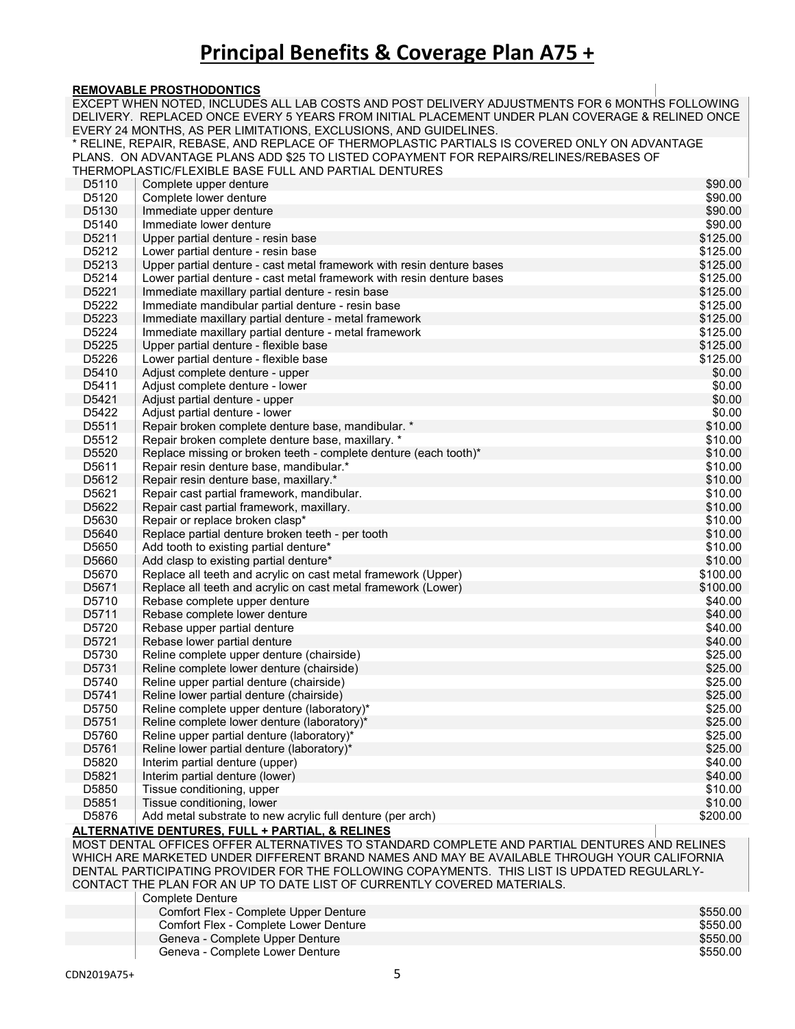# Principal Benefits & Coverage Plan A75 +

**REMOVABLE PROSTHODONTICS**

EXCEPT WHEN NOTED, INCLUDES ALL LAB COSTS AND POST DELIVERY ADJUSTMENTS FOR 6 MONTHS FOLLOWING DELIVERY. REPLACED ONCE EVERY 5 YEARS FROM INITIAL PLACEMENT UNDER PLAN COVERAGE & RELINED ONCE EVERY 24 MONTHS, AS PER LIMITATIONS, EXCLUSIONS, AND GUIDELINES.

* RELINE, REPAIR, REBASE, AND REPLACE OF THERMOPLASTIC PARTIALS IS COVERED ONLY ON ADVANTAGE PLANS. ON ADVANTAGE PLANS ADD $25 TO LISTED COPAYMENT FOR REPAIRS/RELINES/REBASES OF THERMOPLASTIC/FLEXIBLE BASE FULL AND PARTIAL DENTURES

| Code | Description | Copayment |
|---|---|---|
| D5110 | Complete upper denture | $90.00 |
| D5120 | Complete lower denture | $90.00 |
| D5130 | Immediate upper denture | $90.00 |
| D5140 | Immediate lower denture | $90.00 |
| D5211 | Upper partial denture - resin base | $125.00 |
| D5212 | Lower partial denture - resin base | $125.00 |
| D5213 | Upper partial denture - cast metal framework with resin denture bases | $125.00 |
| D5214 | Lower partial denture - cast metal framework with resin denture bases | $125.00 |
| D5221 | Immediate maxillary partial denture - resin base | $125.00 |
| D5222 | Immediate mandibular partial denture - resin base | $125.00 |
| D5223 | Immediate maxillary partial denture - metal framework | $125.00 |
| D5224 | Immediate maxillary partial denture - metal framework | $125.00 |
| D5225 | Upper partial denture - flexible base | $125.00 |
| D5226 | Lower partial denture - flexible base | $125.00 |
| D5410 | Adjust complete denture - upper | $0.00 |
| D5411 | Adjust complete denture - lower | $0.00 |
| D5421 | Adjust partial denture - upper | $0.00 |
| D5422 | Adjust partial denture - lower | $0.00 |
| D5511 | Repair broken complete denture base, mandibular. * | $10.00 |
| D5512 | Repair broken complete denture base, maxillary. * | $10.00 |
| D5520 | Replace missing or broken teeth - complete denture (each tooth)* | $10.00 |
| D5611 | Repair resin denture base, mandibular.* | $10.00 |
| D5612 | Repair resin denture base, maxillary.* | $10.00 |
| D5621 | Repair cast partial framework, mandibular. | $10.00 |
| D5622 | Repair cast partial framework, maxillary. | $10.00 |
| D5630 | Repair or replace broken clasp* | $10.00 |
| D5640 | Replace partial denture broken teeth - per tooth | $10.00 |
| D5650 | Add tooth to existing partial denture* | $10.00 |
| D5660 | Add clasp to existing partial denture* | $10.00 |
| D5670 | Replace all teeth and acrylic on cast metal framework (Upper) | $100.00 |
| D5671 | Replace all teeth and acrylic on cast metal framework (Lower) | $100.00 |
| D5710 | Rebase complete upper denture | $40.00 |
| D5711 | Rebase complete lower denture | $40.00 |
| D5720 | Rebase upper partial denture | $40.00 |
| D5721 | Rebase lower partial denture | $40.00 |
| D5730 | Reline complete upper denture (chairside) | $25.00 |
| D5731 | Reline complete lower denture (chairside) | $25.00 |
| D5740 | Reline upper partial denture (chairside) | $25.00 |
| D5741 | Reline lower partial denture (chairside) | $25.00 |
| D5750 | Reline complete upper denture (laboratory)* | $25.00 |
| D5751 | Reline complete lower denture (laboratory)* | $25.00 |
| D5760 | Reline upper partial denture (laboratory)* | $25.00 |
| D5761 | Reline lower partial denture (laboratory)* | $25.00 |
| D5820 | Interim partial denture (upper) | $40.00 |
| D5821 | Interim partial denture (lower) | $40.00 |
| D5850 | Tissue conditioning, upper | $10.00 |
| D5851 | Tissue conditioning, lower | $10.00 |
| D5876 | Add metal substrate to new acrylic full denture (per arch) | $200.00 |

**ALTERNATIVE DENTURES, FULL + PARTIAL, & RELINES**

MOST DENTAL OFFICES OFFER ALTERNATIVES TO STANDARD COMPLETE AND PARTIAL DENTURES AND RELINES WHICH ARE MARKETED UNDER DIFFERENT BRAND NAMES AND MAY BE AVAILABLE THROUGH YOUR CALIFORNIA DENTAL PARTICIPATING PROVIDER FOR THE FOLLOWING COPAYMENTS. THIS LIST IS UPDATED REGULARLY- CONTACT THE PLAN FOR AN UP TO DATE LIST OF CURRENTLY COVERED MATERIALS.

| Code | Description | Copayment |
|---|---|---|
| | Complete Denture | |
| | Comfort Flex - Complete Upper Denture | $550.00 |
| | Comfort Flex - Complete Lower Denture | $550.00 |
| | Geneva - Complete Upper Denture | $550.00 |
| | Geneva - Complete Lower Denture | $550.00 |

CDN2019A75+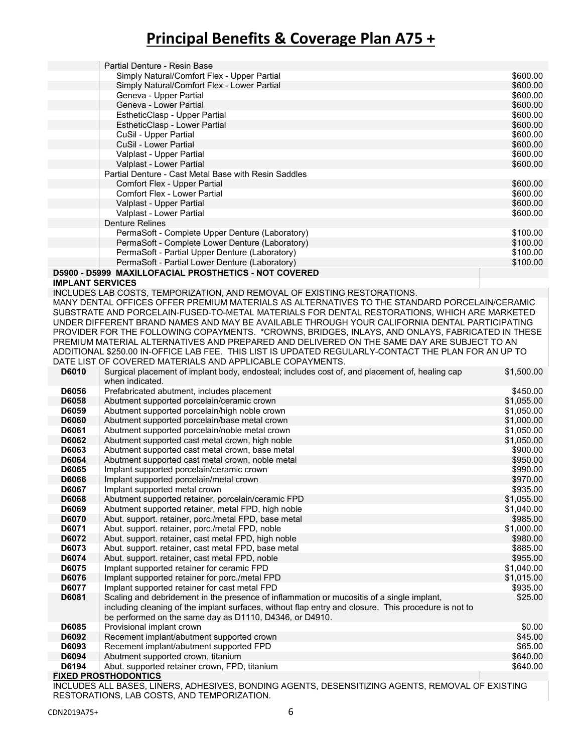# Principal Benefits & Coverage Plan A75 +

| Code | Description | Copayment |
|---|---|---|
| | Partial Denture - Resin Base | |
| | Simply Natural/Comfort Flex - Upper Partial | $600.00 |
| | Simply Natural/Comfort Flex - Lower Partial | $600.00 |
| | Geneva - Upper Partial | $600.00 |
| | Geneva - Lower Partial | $600.00 |
| | EstheticClasp - Upper Partial | $600.00 |
| | EstheticClasp - Lower Partial | $600.00 |
| | CuSil - Upper Partial | $600.00 |
| | CuSil - Lower Partial | $600.00 |
| | Valplast - Upper Partial | $600.00 |
| | Valplast - Lower Partial | $600.00 |
| | Partial Denture - Cast Metal Base with Resin Saddles | |
| | Comfort Flex - Upper Partial | $600.00 |
| | Comfort Flex - Lower Partial | $600.00 |
| | Valplast - Upper Partial | $600.00 |
| | Valplast - Lower Partial | $600.00 |
| | Denture Relines | |
| | PermaSoft - Complete Upper Denture (Laboratory) | $100.00 |
| | PermaSoft - Complete Lower Denture (Laboratory) | $100.00 |
| | PermaSoft - Partial Upper Denture (Laboratory) | $100.00 |
| | PermaSoft - Partial Lower Denture (Laboratory) | $100.00 |

**D5900 - D5999 MAXILLOFACIAL PROSTHETICS - NOT COVERED**

**IMPLANT SERVICES**

INCLUDES LAB COSTS, TEMPORIZATION, AND REMOVAL OF EXISTING RESTORATIONS.

MANY DENTAL OFFICES OFFER PREMIUM MATERIALS AS ALTERNATIVES TO THE STANDARD PORCELAIN/CERAMIC SUBSTRATE AND PORCELAIN-FUSED-TO-METAL MATERIALS FOR DENTAL RESTORATIONS, WHICH ARE MARKETED UNDER DIFFERENT BRAND NAMES AND MAY BE AVAILABLE THROUGH YOUR CALIFORNIA DENTAL PARTICIPATING PROVIDER FOR THE FOLLOWING COPAYMENTS. *CROWNS, BRIDGES, INLAYS, AND ONLAYS, FABRICATED IN THESE PREMIUM MATERIAL ALTERNATIVES AND PREPARED AND DELIVERED ON THE SAME DAY ARE SUBJECT TO AN ADDITIONAL $250.00 IN-OFFICE LAB FEE. THIS LIST IS UPDATED REGULARLY-CONTACT THE PLAN FOR AN UP TO DATE LIST OF COVERED MATERIALS AND APPLICABLE COPAYMENTS.

| Code | Description | Copayment |
|---|---|---|
| D6010 | Surgical placement of implant body, endosteal; includes cost of, and placement of, healing cap when indicated. | $1,500.00 |
| D6056 | Prefabricated abutment, includes placement | $450.00 |
| D6058 | Abutment supported porcelain/ceramic crown | $1,055.00 |
| D6059 | Abutment supported porcelain/high noble crown | $1,050.00 |
| D6060 | Abutment supported porcelain/base metal crown | $1,000.00 |
| D6061 | Abutment supported porcelain/noble metal crown | $1,050.00 |
| D6062 | Abutment supported cast metal crown, high noble | $1,050.00 |
| D6063 | Abutment supported cast metal crown, base metal | $900.00 |
| D6064 | Abutment supported cast metal crown, noble metal | $950.00 |
| D6065 | Implant supported porcelain/ceramic crown | $990.00 |
| D6066 | Implant supported porcelain/metal crown | $970.00 |
| D6067 | Implant supported metal crown | $935.00 |
| D6068 | Abutment supported retainer, porcelain/ceramic FPD | $1,055.00 |
| D6069 | Abutment supported retainer, metal FPD, high noble | $1,040.00 |
| D6070 | Abut. support. retainer, porc./metal FPD, base metal | $985.00 |
| D6071 | Abut. support. retainer, porc./metal FPD, noble | $1,000.00 |
| D6072 | Abut. support. retainer, cast metal FPD, high noble | $980.00 |
| D6073 | Abut. support. retainer, cast metal FPD, base metal | $885.00 |
| D6074 | Abut. support. retainer, cast metal FPD, noble | $955.00 |
| D6075 | Implant supported retainer for ceramic FPD | $1,040.00 |
| D6076 | Implant supported retainer for porc./metal FPD | $1,015.00 |
| D6077 | Implant supported retainer for cast metal FPD | $935.00 |
| D6081 | Scaling and debridement in the presence of inflammation or mucositis of a single implant, including cleaning of the implant surfaces, without flap entry and closure. This procedure is not to be performed on the same day as D1110, D4346, or D4910. | $25.00 |
| D6085 | Provisional implant crown | $0.00 |
| D6092 | Recement implant/abutment supported crown | $45.00 |
| D6093 | Recement implant/abutment supported FPD | $65.00 |
| D6094 | Abutment supported crown, titanium | $640.00 |
| D6194 | Abut. supported retainer crown, FPD, titanium | $640.00 |

**FIXED PROSTHODONTICS**

INCLUDES ALL BASES, LINERS, ADHESIVES, BONDING AGENTS, DESENSITIZING AGENTS, REMOVAL OF EXISTING RESTORATIONS, LAB COSTS, AND TEMPORIZATION.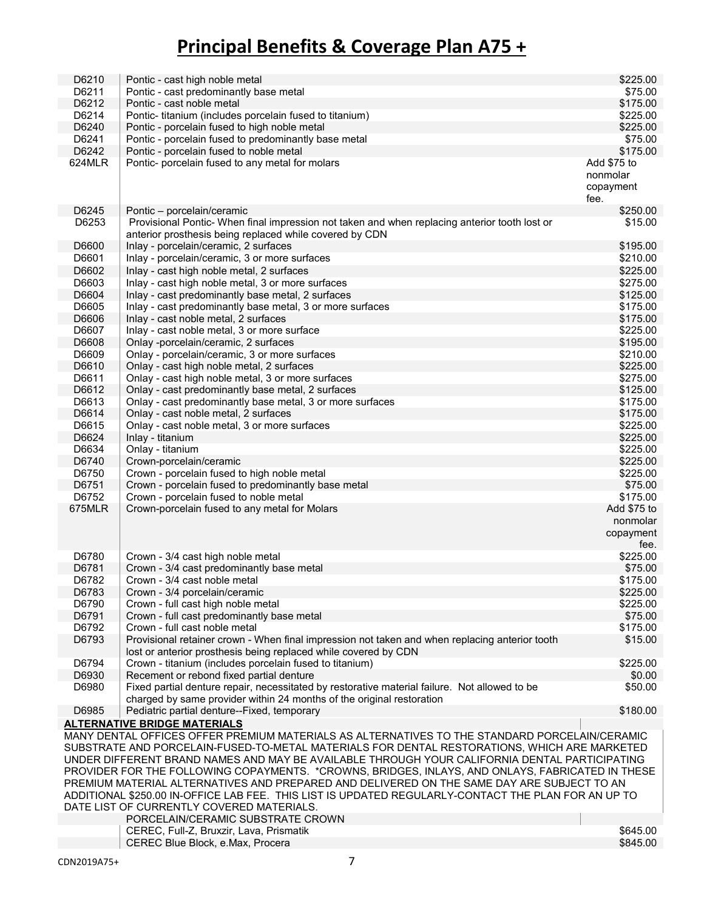# Principal Benefits & Coverage Plan A75 +

| Code | Description | Copayment |
|---|---|---|
| D6210 | Pontic - cast high noble metal | $225.00 |
| D6211 | Pontic - cast predominantly base metal | $75.00 |
| D6212 | Pontic - cast noble metal | $175.00 |
| D6214 | Pontic- titanium (includes porcelain fused to titanium) | $225.00 |
| D6240 | Pontic - porcelain fused to high noble metal | $225.00 |
| D6241 | Pontic - porcelain fused to predominantly base metal | $75.00 |
| D6242 | Pontic - porcelain fused to noble metal | $175.00 |
| 624MLR | Pontic- porcelain fused to any metal for molars | Add $75 to nonmolar copayment fee. |
| D6245 | Pontic – porcelain/ceramic | $250.00 |
| D6253 | Provisional Pontic- When final impression not taken and when replacing anterior tooth lost or anterior prosthesis being replaced while covered by CDN | $15.00 |
| D6600 | Inlay - porcelain/ceramic, 2 surfaces | $195.00 |
| D6601 | Inlay - porcelain/ceramic, 3 or more surfaces | $210.00 |
| D6602 | Inlay - cast high noble metal, 2 surfaces | $225.00 |
| D6603 | Inlay - cast high noble metal, 3 or more surfaces | $275.00 |
| D6604 | Inlay - cast predominantly base metal, 2 surfaces | $125.00 |
| D6605 | Inlay - cast predominantly base metal, 3 or more surfaces | $175.00 |
| D6606 | Inlay - cast noble metal, 2 surfaces | $175.00 |
| D6607 | Inlay - cast noble metal, 3 or more surface | $225.00 |
| D6608 | Onlay -porcelain/ceramic, 2 surfaces | $195.00 |
| D6609 | Onlay - porcelain/ceramic, 3 or more surfaces | $210.00 |
| D6610 | Onlay - cast high noble metal, 2 surfaces | $225.00 |
| D6611 | Onlay - cast high noble metal, 3 or more surfaces | $275.00 |
| D6612 | Onlay - cast predominantly base metal, 2 surfaces | $125.00 |
| D6613 | Onlay - cast predominantly base metal, 3 or more surfaces | $175.00 |
| D6614 | Onlay - cast noble metal, 2 surfaces | $175.00 |
| D6615 | Onlay - cast noble metal, 3 or more surfaces | $225.00 |
| D6624 | Inlay - titanium | $225.00 |
| D6634 | Onlay - titanium | $225.00 |
| D6740 | Crown-porcelain/ceramic | $225.00 |
| D6750 | Crown - porcelain fused to high noble metal | $225.00 |
| D6751 | Crown - porcelain fused to predominantly base metal | $75.00 |
| D6752 | Crown - porcelain fused to noble metal | $175.00 |
| 675MLR | Crown-porcelain fused to any metal for Molars | Add $75 to nonmolar copayment fee. |
| D6780 | Crown - 3/4 cast high noble metal | $225.00 |
| D6781 | Crown - 3/4 cast predominantly base metal | $75.00 |
| D6782 | Crown - 3/4 cast noble metal | $175.00 |
| D6783 | Crown - 3/4 porcelain/ceramic | $225.00 |
| D6790 | Crown - full cast high noble metal | $225.00 |
| D6791 | Crown - full cast predominantly base metal | $75.00 |
| D6792 | Crown - full cast noble metal | $175.00 |
| D6793 | Provisional retainer crown - When final impression not taken and when replacing anterior tooth lost or anterior prosthesis being replaced while covered by CDN | $15.00 |
| D6794 | Crown - titanium (includes porcelain fused to titanium) | $225.00 |
| D6930 | Recement or rebond fixed partial denture | $0.00 |
| D6980 | Fixed partial denture repair, necessitated by restorative material failure. Not allowed to be charged by same provider within 24 months of the original restoration | $50.00 |
| D6985 | Pediatric partial denture--Fixed, temporary | $180.00 |

**ALTERNATIVE BRIDGE MATERIALS**

MANY DENTAL OFFICES OFFER PREMIUM MATERIALS AS ALTERNATIVES TO THE STANDARD PORCELAIN/CERAMIC SUBSTRATE AND PORCELAIN-FUSED-TO-METAL MATERIALS FOR DENTAL RESTORATIONS, WHICH ARE MARKETED UNDER DIFFERENT BRAND NAMES AND MAY BE AVAILABLE THROUGH YOUR CALIFORNIA DENTAL PARTICIPATING PROVIDER FOR THE FOLLOWING COPAYMENTS. *CROWNS, BRIDGES, INLAYS, AND ONLAYS, FABRICATED IN THESE PREMIUM MATERIAL ALTERNATIVES AND PREPARED AND DELIVERED ON THE SAME DAY ARE SUBJECT TO AN ADDITIONAL $250.00 IN-OFFICE LAB FEE. THIS LIST IS UPDATED REGULARLY-CONTACT THE PLAN FOR AN UP TO DATE LIST OF CURRENTLY COVERED MATERIALS.

| | Material | Copayment |
|---|---|---|
| | PORCELAIN/CERAMIC SUBSTRATE CROWN | |
| | CEREC, Full-Z, Bruxzir, Lava, Prismatik | $645.00 |
| | CEREC Blue Block, e.Max, Procera | $845.00 |

CDN2019A75+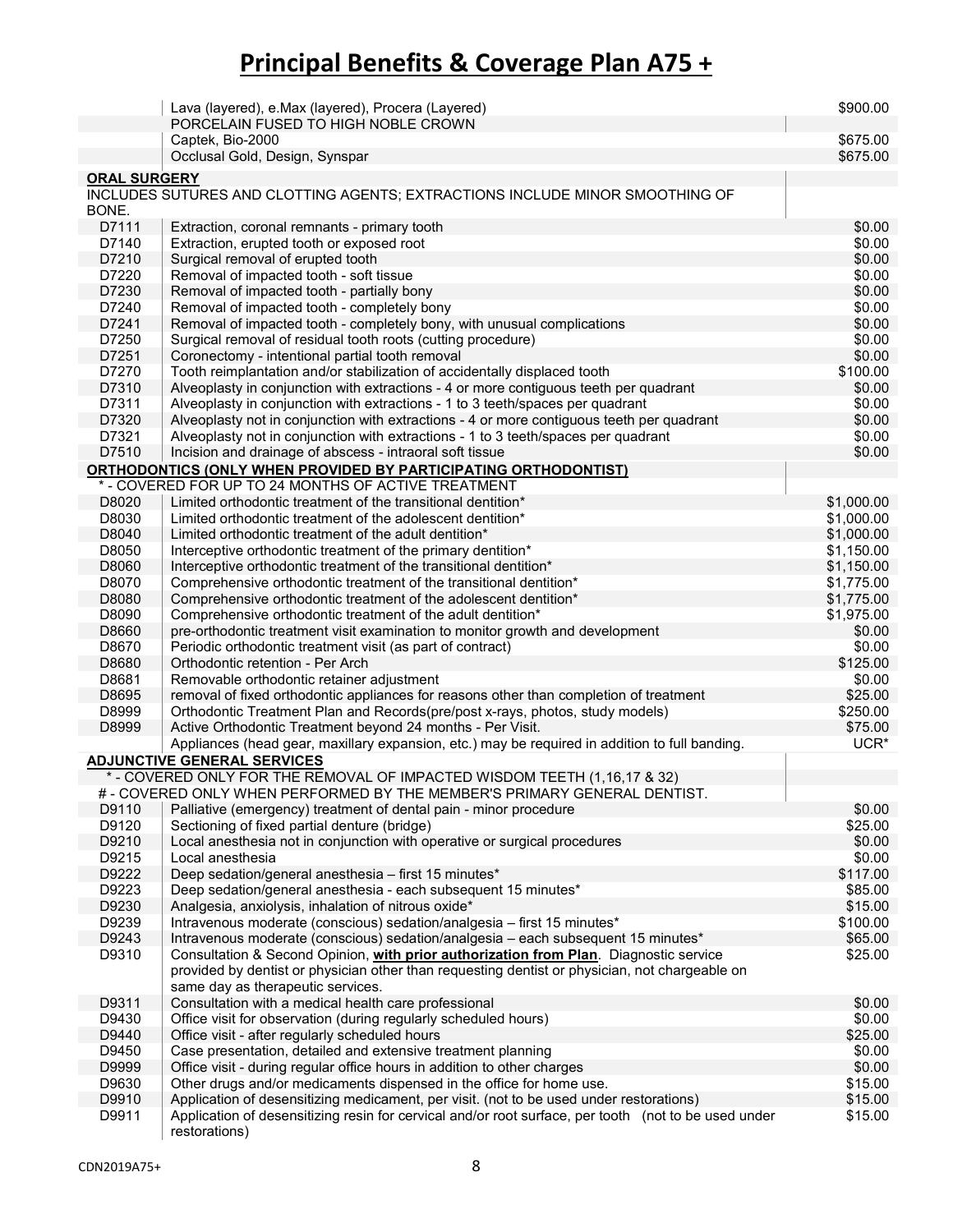# Principal Benefits & Coverage Plan A75 +

| Code | Description | Fee |
|---|---|---|
| | Lava (layered), e.Max (layered), Procera (Layered) | $900.00 |
| | PORCELAIN FUSED TO HIGH NOBLE CROWN | |
| | Captek, Bio-2000 | $675.00 |
| | Occlusal Gold, Design, Synspar | $675.00 |
| **ORAL SURGERY** | | |
| INCLUDES SUTURES AND CLOTTING AGENTS; EXTRACTIONS INCLUDE MINOR SMOOTHING OF BONE. | | |
| D7111 | Extraction, coronal remnants - primary tooth | $0.00 |
| D7140 | Extraction, erupted tooth or exposed root | $0.00 |
| D7210 | Surgical removal of erupted tooth | $0.00 |
| D7220 | Removal of impacted tooth - soft tissue | $0.00 |
| D7230 | Removal of impacted tooth - partially bony | $0.00 |
| D7240 | Removal of impacted tooth - completely bony | $0.00 |
| D7241 | Removal of impacted tooth - completely bony, with unusual complications | $0.00 |
| D7250 | Surgical removal of residual tooth roots (cutting procedure) | $0.00 |
| D7251 | Coronectomy - intentional partial tooth removal | $0.00 |
| D7270 | Tooth reimplantation and/or stabilization of accidentally displaced tooth | $100.00 |
| D7310 | Alveoplasty in conjunction with extractions - 4 or more contiguous teeth per quadrant | $0.00 |
| D7311 | Alveoplasty in conjunction with extractions - 1 to 3 teeth/spaces per quadrant | $0.00 |
| D7320 | Alveoplasty not in conjunction with extractions - 4 or more contiguous teeth per quadrant | $0.00 |
| D7321 | Alveoplasty not in conjunction with extractions - 1 to 3 teeth/spaces per quadrant | $0.00 |
| D7510 | Incision and drainage of abscess - intraoral soft tissue | $0.00 |
| **ORTHODONTICS (ONLY WHEN PROVIDED BY PARTICIPATING ORTHODONTIST)** | | |
| * - COVERED FOR UP TO 24 MONTHS OF ACTIVE TREATMENT | | |
| D8020 | Limited orthodontic treatment of the transitional dentition* | $1,000.00 |
| D8030 | Limited orthodontic treatment of the adolescent dentition* | $1,000.00 |
| D8040 | Limited orthodontic treatment of the adult dentition* | $1,000.00 |
| D8050 | Interceptive orthodontic treatment of the primary dentition* | $1,150.00 |
| D8060 | Interceptive orthodontic treatment of the transitional dentition* | $1,150.00 |
| D8070 | Comprehensive orthodontic treatment of the transitional dentition* | $1,775.00 |
| D8080 | Comprehensive orthodontic treatment of the adolescent dentition* | $1,775.00 |
| D8090 | Comprehensive orthodontic treatment of the adult dentition* | $1,975.00 |
| D8660 | pre-orthodontic treatment visit examination to monitor growth and development | $0.00 |
| D8670 | Periodic orthodontic treatment visit (as part of contract) | $0.00 |
| D8680 | Orthodontic retention - Per Arch | $125.00 |
| D8681 | Removable orthodontic retainer adjustment | $0.00 |
| D8695 | removal of fixed orthodontic appliances for reasons other than completion of treatment | $25.00 |
| D8999 | Orthodontic Treatment Plan and Records(pre/post x-rays, photos, study models) | $250.00 |
| D8999 | Active Orthodontic Treatment beyond 24 months - Per Visit. | $75.00 |
| | Appliances (head gear, maxillary expansion, etc.) may be required in addition to full banding. | UCR* |
| **ADJUNCTIVE GENERAL SERVICES** | | |
| * - COVERED ONLY FOR THE REMOVAL OF IMPACTED WISDOM TEETH (1,16,17 & 32) | | |
| # - COVERED ONLY WHEN PERFORMED BY THE MEMBER'S PRIMARY GENERAL DENTIST. | | |
| D9110 | Palliative (emergency) treatment of dental pain - minor procedure | $0.00 |
| D9120 | Sectioning of fixed partial denture (bridge) | $25.00 |
| D9210 | Local anesthesia not in conjunction with operative or surgical procedures | $0.00 |
| D9215 | Local anesthesia | $0.00 |
| D9222 | Deep sedation/general anesthesia – first 15 minutes* | $117.00 |
| D9223 | Deep sedation/general anesthesia - each subsequent 15 minutes* | $85.00 |
| D9230 | Analgesia, anxiolysis, inhalation of nitrous oxide* | $15.00 |
| D9239 | Intravenous moderate (conscious) sedation/analgesia – first 15 minutes* | $100.00 |
| D9243 | Intravenous moderate (conscious) sedation/analgesia – each subsequent 15 minutes* | $65.00 |
| D9310 | Consultation & Second Opinion, **with prior authorization from Plan**. Diagnostic service provided by dentist or physician other than requesting dentist or physician, not chargeable on same day as therapeutic services. | $25.00 |
| D9311 | Consultation with a medical health care professional | $0.00 |
| D9430 | Office visit for observation (during regularly scheduled hours) | $0.00 |
| D9440 | Office visit - after regularly scheduled hours | $25.00 |
| D9450 | Case presentation, detailed and extensive treatment planning | $0.00 |
| D9999 | Office visit - during regular office hours in addition to other charges | $0.00 |
| D9630 | Other drugs and/or medicaments dispensed in the office for home use. | $15.00 |
| D9910 | Application of desensitizing medicament, per visit. (not to be used under restorations) | $15.00 |
| D9911 | Application of desensitizing resin for cervical and/or root surface, per tooth (not to be used under restorations) | $15.00 |

CDN2019A75+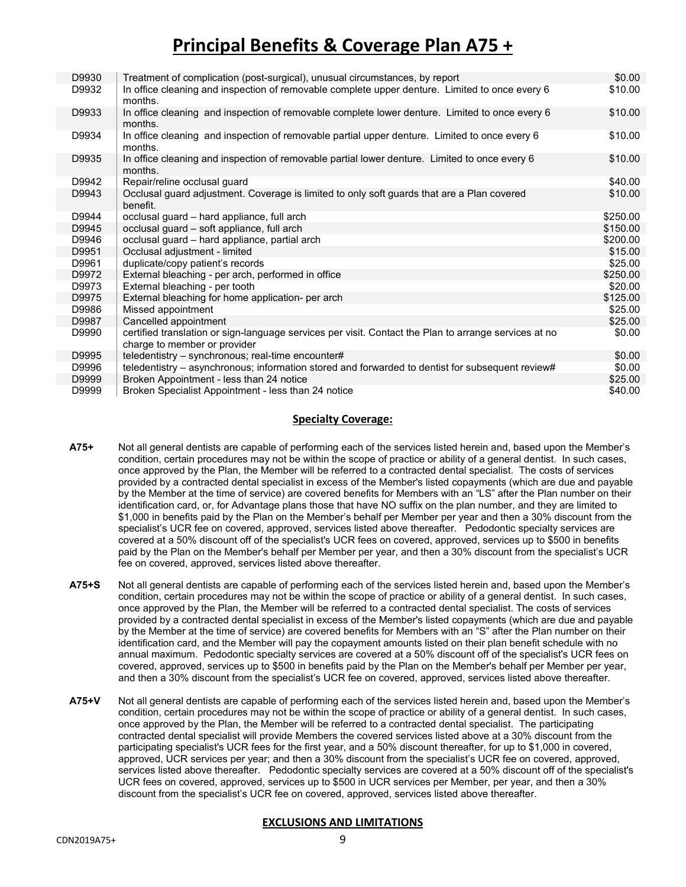# Principal Benefits & Coverage Plan A75 +

| | | |
|---|---|---|
| D9930 | Treatment of complication (post-surgical), unusual circumstances, by report | $0.00 |
| D9932 | In office cleaning and inspection of removable complete upper denture. Limited to once every 6 months. | $10.00 |
| D9933 | In office cleaning and inspection of removable complete lower denture. Limited to once every 6 months. | $10.00 |
| D9934 | In office cleaning and inspection of removable partial upper denture. Limited to once every 6 months. | $10.00 |
| D9935 | In office cleaning and inspection of removable partial lower denture. Limited to once every 6 months. | $10.00 |
| D9942 | Repair/reline occlusal guard | $40.00 |
| D9943 | Occlusal guard adjustment. Coverage is limited to only soft guards that are a Plan covered benefit. | $10.00 |
| D9944 | occlusal guard – hard appliance, full arch | $250.00 |
| D9945 | occlusal guard – soft appliance, full arch | $150.00 |
| D9946 | occlusal guard – hard appliance, partial arch | $200.00 |
| D9951 | Occlusal adjustment - limited | $15.00 |
| D9961 | duplicate/copy patient's records | $25.00 |
| D9972 | External bleaching - per arch, performed in office | $250.00 |
| D9973 | External bleaching - per tooth | $20.00 |
| D9975 | External bleaching for home application- per arch | $125.00 |
| D9986 | Missed appointment | $25.00 |
| D9987 | Cancelled appointment | $25.00 |
| D9990 | certified translation or sign-language services per visit. Contact the Plan to arrange services at no charge to member or provider | $0.00 |
| D9995 | teledentistry – synchronous; real-time encounter# | $0.00 |
| D9996 | teledentistry – asynchronous; information stored and forwarded to dentist for subsequent review# | $0.00 |
| D9999 | Broken Appointment - less than 24 notice | $25.00 |
| D9999 | Broken Specialist Appointment - less than 24 notice | $40.00 |

## Specialty Coverage:

**A75+** Not all general dentists are capable of performing each of the services listed herein and, based upon the Member's condition, certain procedures may not be within the scope of practice or ability of a general dentist. In such cases, once approved by the Plan, the Member will be referred to a contracted dental specialist. The costs of services provided by a contracted dental specialist in excess of the Member's listed copayments (which are due and payable by the Member at the time of service) are covered benefits for Members with an "LS" after the Plan number on their identification card, or, for Advantage plans those that have NO suffix on the plan number, and they are limited to $1,000 in benefits paid by the Plan on the Member's behalf per Member per year and then a 30% discount from the specialist's UCR fee on covered, approved, services listed above thereafter. Pedodontic specialty services are covered at a 50% discount off of the specialist's UCR fees on covered, approved, services up to $500 in benefits paid by the Plan on the Member's behalf per Member per year, and then a 30% discount from the specialist's UCR fee on covered, approved, services listed above thereafter.

**A75+S** Not all general dentists are capable of performing each of the services listed herein and, based upon the Member's condition, certain procedures may not be within the scope of practice or ability of a general dentist. In such cases, once approved by the Plan, the Member will be referred to a contracted dental specialist. The costs of services provided by a contracted dental specialist in excess of the Member's listed copayments (which are due and payable by the Member at the time of service) are covered benefits for Members with an "S" after the Plan number on their identification card, and the Member will pay the copayment amounts listed on their plan benefit schedule with no annual maximum. Pedodontic specialty services are covered at a 50% discount off of the specialist's UCR fees on covered, approved, services up to $500 in benefits paid by the Plan on the Member's behalf per Member per year, and then a 30% discount from the specialist's UCR fee on covered, approved, services listed above thereafter.

**A75+V** Not all general dentists are capable of performing each of the services listed herein and, based upon the Member's condition, certain procedures may not be within the scope of practice or ability of a general dentist. In such cases, once approved by the Plan, the Member will be referred to a contracted dental specialist. The participating contracted dental specialist will provide Members the covered services listed above at a 30% discount from the participating specialist's UCR fees for the first year, and a 50% discount thereafter, for up to $1,000 in covered, approved, UCR services per year; and then a 30% discount from the specialist's UCR fee on covered, approved, services listed above thereafter. Pedodontic specialty services are covered at a 50% discount off of the specialist's UCR fees on covered, approved, services up to $500 in UCR services per Member, per year, and then a 30% discount from the specialist's UCR fee on covered, approved, services listed above thereafter.

## EXCLUSIONS AND LIMITATIONS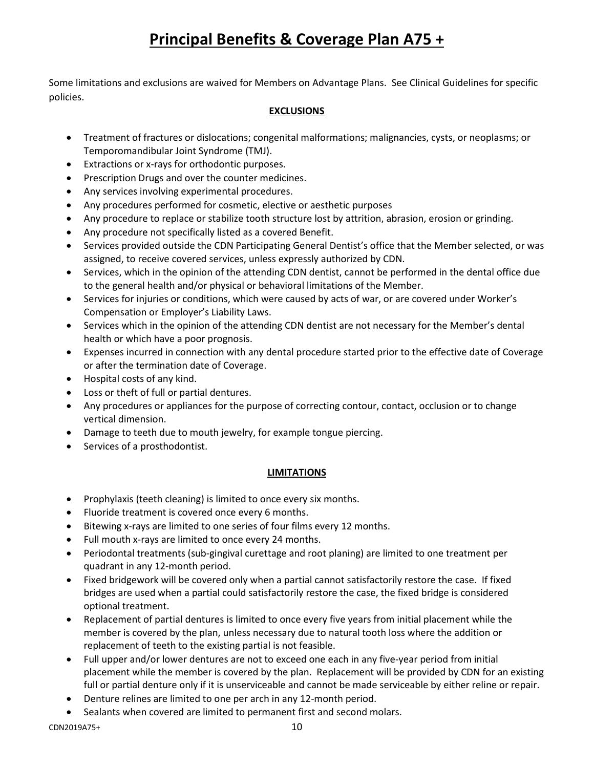# Principal Benefits & Coverage Plan A75 +

Some limitations and exclusions are waived for Members on Advantage Plans. See Clinical Guidelines for specific policies.

## EXCLUSIONS

- Treatment of fractures or dislocations; congenital malformations; malignancies, cysts, or neoplasms; or Temporomandibular Joint Syndrome (TMJ).
- Extractions or x-rays for orthodontic purposes.
- Prescription Drugs and over the counter medicines.
- Any services involving experimental procedures.
- Any procedures performed for cosmetic, elective or aesthetic purposes
- Any procedure to replace or stabilize tooth structure lost by attrition, abrasion, erosion or grinding.
- Any procedure not specifically listed as a covered Benefit.
- Services provided outside the CDN Participating General Dentist's office that the Member selected, or was assigned, to receive covered services, unless expressly authorized by CDN.
- Services, which in the opinion of the attending CDN dentist, cannot be performed in the dental office due to the general health and/or physical or behavioral limitations of the Member.
- Services for injuries or conditions, which were caused by acts of war, or are covered under Worker's Compensation or Employer's Liability Laws.
- Services which in the opinion of the attending CDN dentist are not necessary for the Member's dental health or which have a poor prognosis.
- Expenses incurred in connection with any dental procedure started prior to the effective date of Coverage or after the termination date of Coverage.
- Hospital costs of any kind.
- Loss or theft of full or partial dentures.
- Any procedures or appliances for the purpose of correcting contour, contact, occlusion or to change vertical dimension.
- Damage to teeth due to mouth jewelry, for example tongue piercing.
- Services of a prosthodontist.

## LIMITATIONS

- Prophylaxis (teeth cleaning) is limited to once every six months.
- Fluoride treatment is covered once every 6 months.
- Bitewing x-rays are limited to one series of four films every 12 months.
- Full mouth x-rays are limited to once every 24 months.
- Periodontal treatments (sub-gingival curettage and root planing) are limited to one treatment per quadrant in any 12-month period.
- Fixed bridgework will be covered only when a partial cannot satisfactorily restore the case. If fixed bridges are used when a partial could satisfactorily restore the case, the fixed bridge is considered optional treatment.
- Replacement of partial dentures is limited to once every five years from initial placement while the member is covered by the plan, unless necessary due to natural tooth loss where the addition or replacement of teeth to the existing partial is not feasible.
- Full upper and/or lower dentures are not to exceed one each in any five-year period from initial placement while the member is covered by the plan. Replacement will be provided by CDN for an existing full or partial denture only if it is unserviceable and cannot be made serviceable by either reline or repair.
- Denture relines are limited to one per arch in any 12-month period.
- Sealants when covered are limited to permanent first and second molars.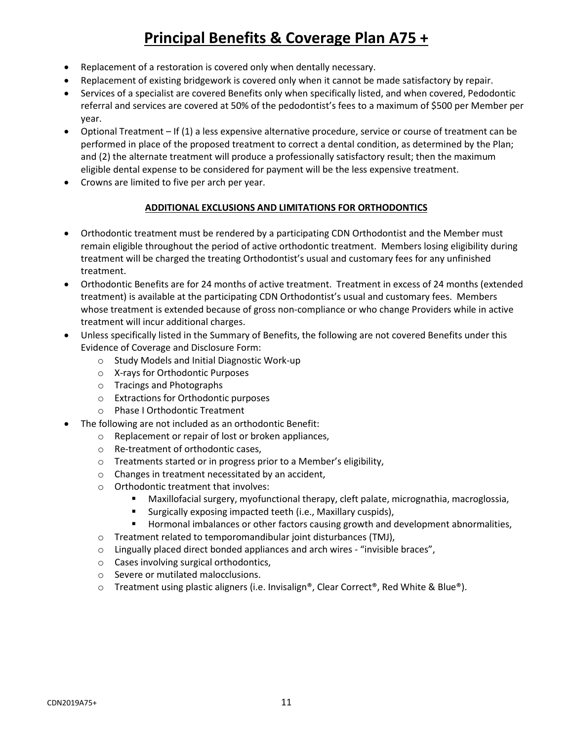# Principal Benefits & Coverage Plan A75 +

- Replacement of a restoration is covered only when dentally necessary.
- Replacement of existing bridgework is covered only when it cannot be made satisfactory by repair.
- Services of a specialist are covered Benefits only when specifically listed, and when covered, Pedodontic referral and services are covered at 50% of the pedodontist's fees to a maximum of $500 per Member per year.
- Optional Treatment – If (1) a less expensive alternative procedure, service or course of treatment can be performed in place of the proposed treatment to correct a dental condition, as determined by the Plan; and (2) the alternate treatment will produce a professionally satisfactory result; then the maximum eligible dental expense to be considered for payment will be the less expensive treatment.
- Crowns are limited to five per arch per year.

**ADDITIONAL EXCLUSIONS AND LIMITATIONS FOR ORTHODONTICS**

- Orthodontic treatment must be rendered by a participating CDN Orthodontist and the Member must remain eligible throughout the period of active orthodontic treatment. Members losing eligibility during treatment will be charged the treating Orthodontist's usual and customary fees for any unfinished treatment.
- Orthodontic Benefits are for 24 months of active treatment. Treatment in excess of 24 months (extended treatment) is available at the participating CDN Orthodontist's usual and customary fees. Members whose treatment is extended because of gross non-compliance or who change Providers while in active treatment will incur additional charges.
- Unless specifically listed in the Summary of Benefits, the following are not covered Benefits under this Evidence of Coverage and Disclosure Form:
  - Study Models and Initial Diagnostic Work-up
  - X-rays for Orthodontic Purposes
  - Tracings and Photographs
  - Extractions for Orthodontic purposes
  - Phase I Orthodontic Treatment
- The following are not included as an orthodontic Benefit:
  - Replacement or repair of lost or broken appliances,
  - Re-treatment of orthodontic cases,
  - Treatments started or in progress prior to a Member's eligibility,
  - Changes in treatment necessitated by an accident,
  - Orthodontic treatment that involves:
    - Maxillofacial surgery, myofunctional therapy, cleft palate, micrognathia, macroglossia,
    - Surgically exposing impacted teeth (i.e., Maxillary cuspids),
    - Hormonal imbalances or other factors causing growth and development abnormalities,
  - Treatment related to temporomandibular joint disturbances (TMJ),
  - Lingually placed direct bonded appliances and arch wires - "invisible braces",
  - Cases involving surgical orthodontics,
  - Severe or mutilated malocclusions.
  - Treatment using plastic aligners (i.e. Invisalign®, Clear Correct®, Red White & Blue®).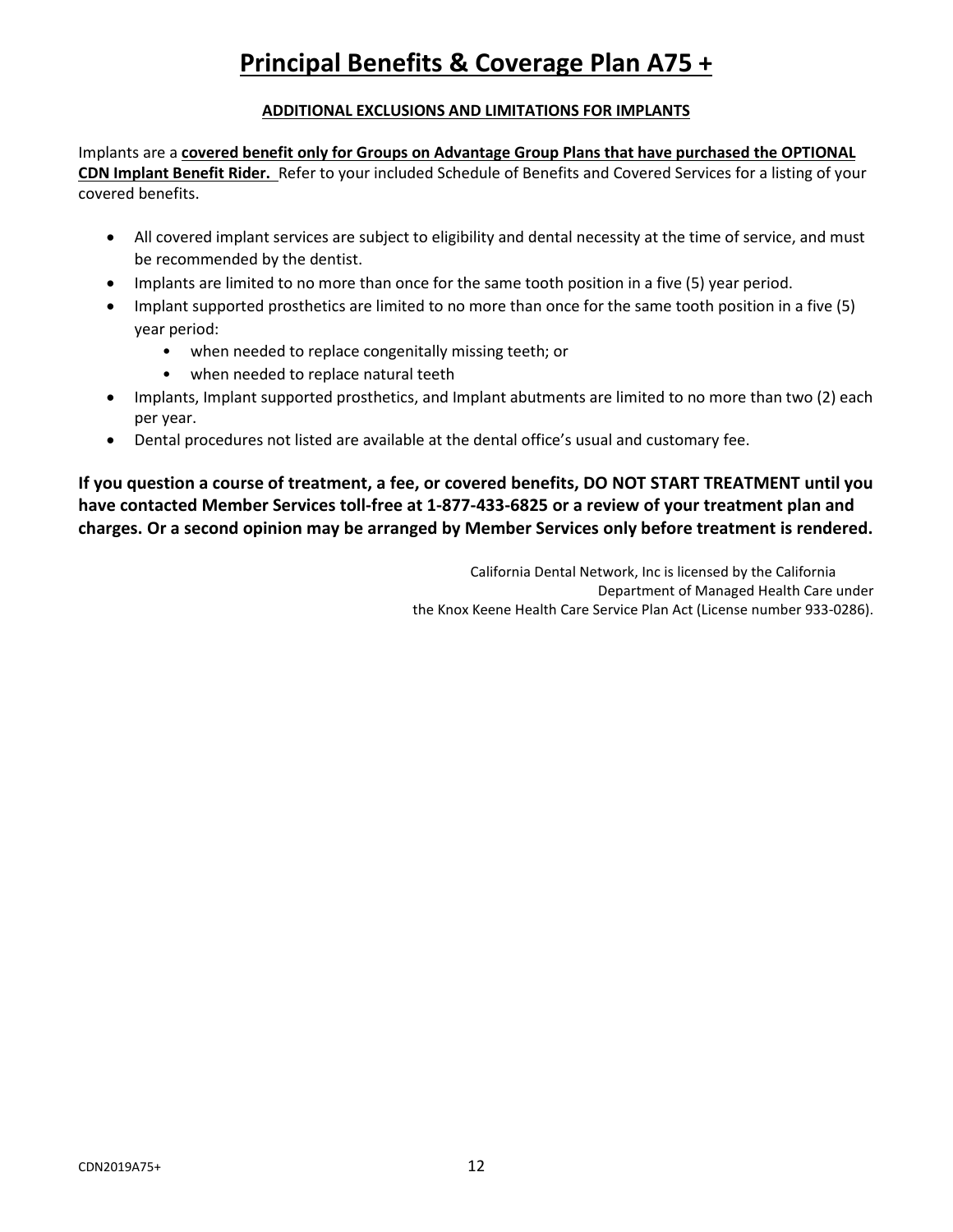# Principal Benefits & Coverage Plan A75 +

## ADDITIONAL EXCLUSIONS AND LIMITATIONS FOR IMPLANTS

Implants are a **covered benefit only for Groups on Advantage Group Plans that have purchased the OPTIONAL CDN Implant Benefit Rider.** Refer to your included Schedule of Benefits and Covered Services for a listing of your covered benefits.

- All covered implant services are subject to eligibility and dental necessity at the time of service, and must be recommended by the dentist.
- Implants are limited to no more than once for the same tooth position in a five (5) year period.
- Implant supported prosthetics are limited to no more than once for the same tooth position in a five (5) year period:
  - when needed to replace congenitally missing teeth; or
  - when needed to replace natural teeth
- Implants, Implant supported prosthetics, and Implant abutments are limited to no more than two (2) each per year.
- Dental procedures not listed are available at the dental office's usual and customary fee.

**If you question a course of treatment, a fee, or covered benefits, DO NOT START TREATMENT until you have contacted Member Services toll-free at 1-877-433-6825 or a review of your treatment plan and charges. Or a second opinion may be arranged by Member Services only before treatment is rendered.**

California Dental Network, Inc is licensed by the California Department of Managed Health Care under the Knox Keene Health Care Service Plan Act (License number 933-0286).

CDN2019A75+